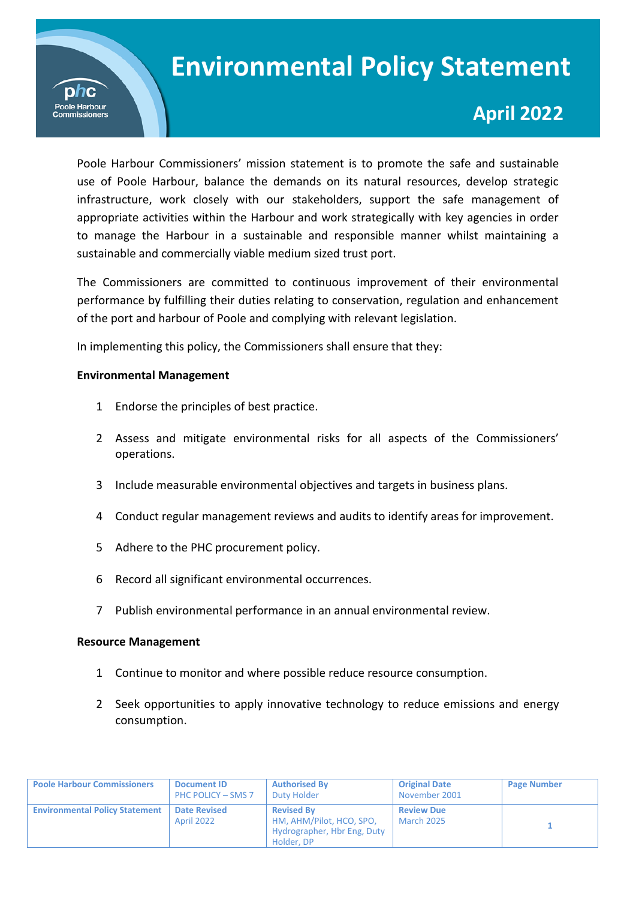# Environmental Policy Statement

## April 2022

Poole Harbour Commissioners' mission statement is to promote the safe and sustainable use of Poole Harbour, balance the demands on its natural resources, develop strategic infrastructure, work closely with our stakeholders, support the safe management of appropriate activities within the Harbour and work strategically with key agencies in order to manage the Harbour in a sustainable and responsible manner whilst maintaining a sustainable and commercially viable medium sized trust port.

The Commissioners are committed to continuous improvement of their environmental performance by fulfilling their duties relating to conservation, regulation and enhancement of the port and harbour of Poole and complying with relevant legislation.

In implementing this policy, the Commissioners shall ensure that they:

**Environmental Management**

1. Endorse the principles of best practice.
2. Assess and mitigate environmental risks for all aspects of the Commissioners' operations.
3. Include measurable environmental objectives and targets in business plans.
4. Conduct regular management reviews and audits to identify areas for improvement.
5. Adhere to the PHC procurement policy.
6. Record all significant environmental occurrences.
7. Publish environmental performance in an annual environmental review.

**Resource Management**

1. Continue to monitor and where possible reduce resource consumption.
2. Seek opportunities to apply innovative technology to reduce emissions and energy consumption.

| Poole Harbour Commissioners | Document ID<br>PHC POLICY – SMS 7 | Authorised By<br>Duty Holder | Original Date<br>November 2001 | Page Number |
| --- | --- | --- | --- | --- |
| Environmental Policy Statement | Date Revised<br>April 2022 | Revised By<br>HM, AHM/Pilot, HCO, SPO, Hydrographer, Hbr Eng, Duty Holder, DP | Review Due<br>March 2025 | 1 |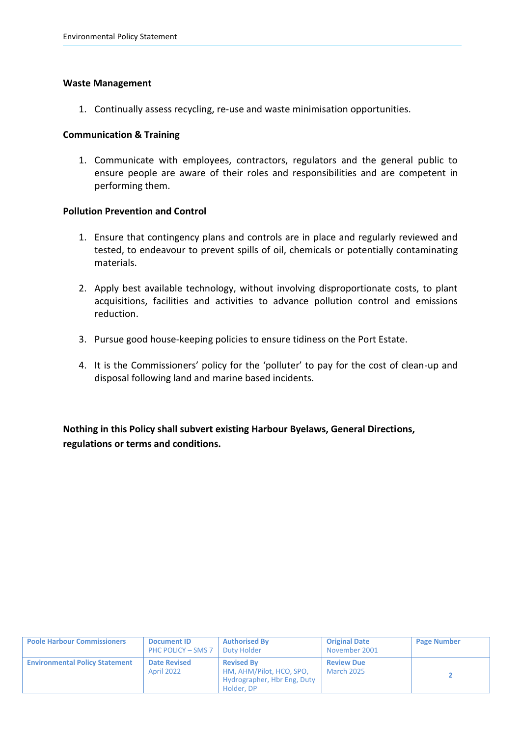**Waste Management**

1. Continually assess recycling, re-use and waste minimisation opportunities.

**Communication & Training**

1. Communicate with employees, contractors, regulators and the general public to ensure people are aware of their roles and responsibilities and are competent in performing them.

**Pollution Prevention and Control**

1. Ensure that contingency plans and controls are in place and regularly reviewed and tested, to endeavour to prevent spills of oil, chemicals or potentially contaminating materials.

2. Apply best available technology, without involving disproportionate costs, to plant acquisitions, facilities and activities to advance pollution control and emissions reduction.

3. Pursue good house-keeping policies to ensure tidiness on the Port Estate.

4. It is the Commissioners' policy for the 'polluter' to pay for the cost of clean-up and disposal following land and marine based incidents.

**Nothing in this Policy shall subvert existing Harbour Byelaws, General Directions, regulations or terms and conditions.**